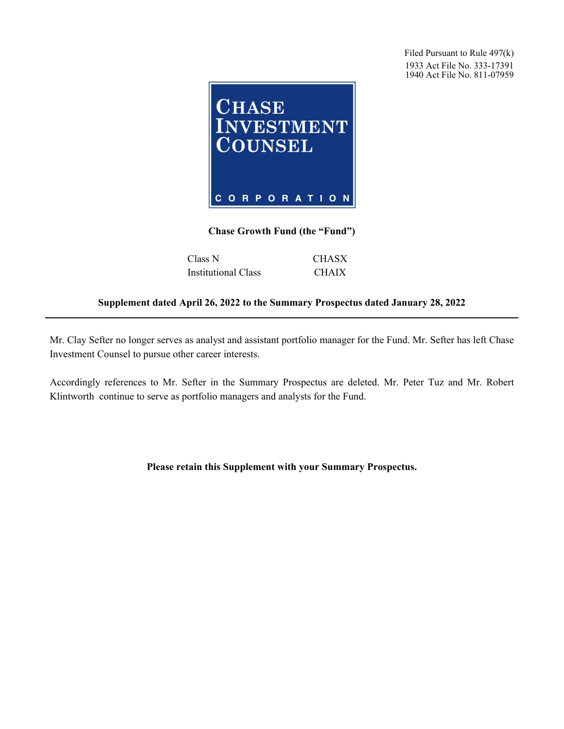Filed Pursuant to Rule 497(k)
1933 Act File No. 333-17391
1940 Act File No. 811-07959

CHASE INVESTMENT COUNSEL CORPORATION

**Chase Growth Fund (the "Fund")**

| | |
|---|---|
| Class N | CHASX |
| Institutional Class | CHAIX |

**Supplement dated April 26, 2022 to the Summary Prospectus dated January 28, 2022**

---

Mr. Clay Sefter no longer serves as analyst and assistant portfolio manager for the Fund. Mr. Sefter has left Chase Investment Counsel to pursue other career interests.

Accordingly references to Mr. Sefter in the Summary Prospectus are deleted. Mr. Peter Tuz and Mr. Robert Klintworth continue to serve as portfolio managers and analysts for the Fund.

**Please retain this Supplement with your Summary Prospectus.**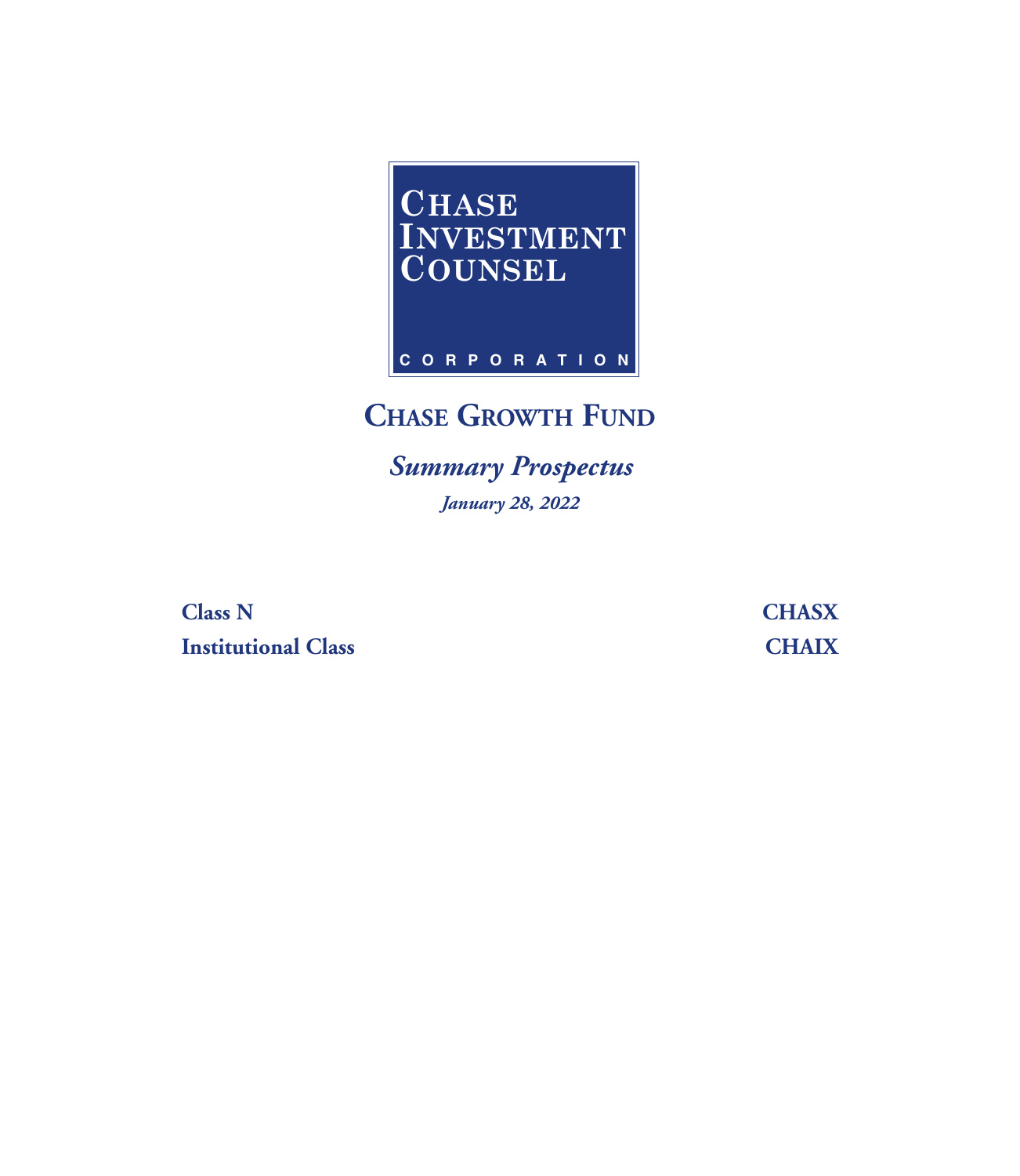CHASE INVESTMENT COUNSEL

CORPORATION

# CHASE GROWTH FUND

## *Summary Prospectus*

***January 28, 2022***

| | |
|---|---|
| **Class N** | **CHASX** |
| **Institutional Class** | **CHAIX** |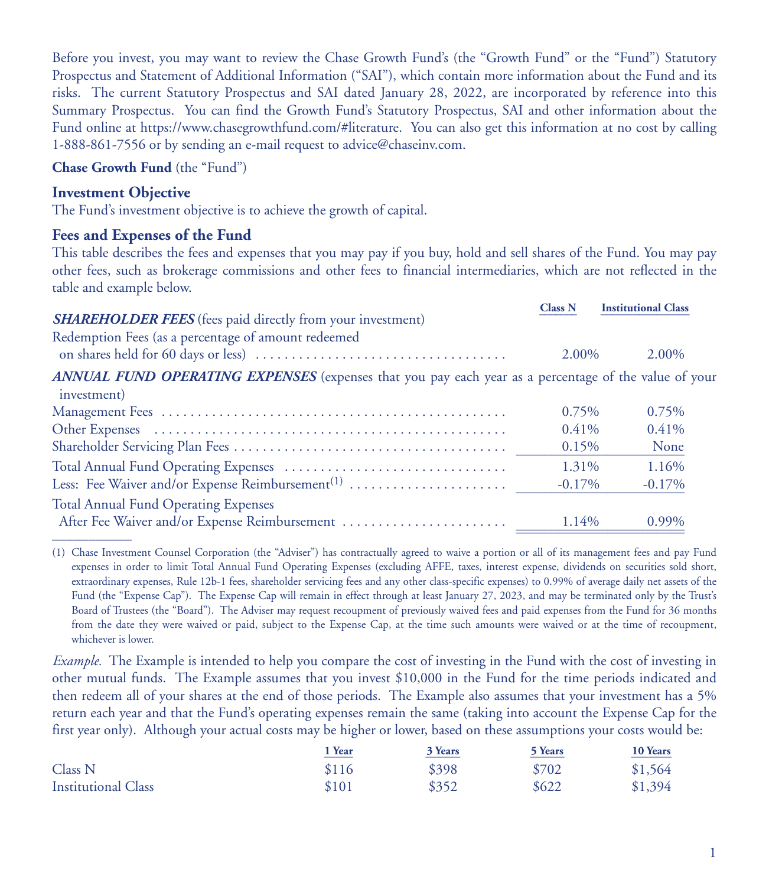Before you invest, you may want to review the Chase Growth Fund's (the "Growth Fund" or the "Fund") Statutory Prospectus and Statement of Additional Information ("SAI"), which contain more information about the Fund and its risks. The current Statutory Prospectus and SAI dated January 28, 2022, are incorporated by reference into this Summary Prospectus. You can find the Growth Fund's Statutory Prospectus, SAI and other information about the Fund online at https://www.chasegrowthfund.com/#literature. You can also get this information at no cost by calling 1-888-861-7556 or by sending an e-mail request to advice@chaseinv.com.

**Chase Growth Fund** (the "Fund")

## Investment Objective

The Fund's investment objective is to achieve the growth of capital.

## Fees and Expenses of the Fund

This table describes the fees and expenses that you may pay if you buy, hold and sell shares of the Fund. You may pay other fees, such as brokerage commissions and other fees to financial intermediaries, which are not reflected in the table and example below.

| | Class N | Institutional Class |
|---|---|---|
| ***SHAREHOLDER FEES*** (fees paid directly from your investment) | | |
| Redemption Fees (as a percentage of amount redeemed on shares held for 60 days or less) | 2.00% | 2.00% |
| ***ANNUAL FUND OPERATING EXPENSES*** (expenses that you pay each year as a percentage of the value of your investment) | | |
| Management Fees | 0.75% | 0.75% |
| Other Expenses | 0.41% | 0.41% |
| Shareholder Servicing Plan Fees | 0.15% | None |
| Total Annual Fund Operating Expenses | 1.31% | 1.16% |
| Less: Fee Waiver and/or Expense Reimbursement[(1)] | -0.17% | -0.17% |
| Total Annual Fund Operating Expenses After Fee Waiver and/or Expense Reimbursement | 1.14% | 0.99% |

(1) Chase Investment Counsel Corporation (the "Adviser") has contractually agreed to waive a portion or all of its management fees and pay Fund expenses in order to limit Total Annual Fund Operating Expenses (excluding AFFE, taxes, interest expense, dividends on securities sold short, extraordinary expenses, Rule 12b-1 fees, shareholder servicing fees and any other class-specific expenses) to 0.99% of average daily net assets of the Fund (the "Expense Cap"). The Expense Cap will remain in effect through at least January 27, 2023, and may be terminated only by the Trust's Board of Trustees (the "Board"). The Adviser may request recoupment of previously waived fees and paid expenses from the Fund for 36 months from the date they were waived or paid, subject to the Expense Cap, at the time such amounts were waived or at the time of recoupment, whichever is lower.

*Example.* The Example is intended to help you compare the cost of investing in the Fund with the cost of investing in other mutual funds. The Example assumes that you invest $10,000 in the Fund for the time periods indicated and then redeem all of your shares at the end of those periods. The Example also assumes that your investment has a 5% return each year and that the Fund's operating expenses remain the same (taking into account the Expense Cap for the first year only). Although your actual costs may be higher or lower, based on these assumptions your costs would be:

| | 1 Year | 3 Years | 5 Years | 10 Years |
|---|---|---|---|---|
| Class N | $116 | $398 | $702 | $1,564 |
| Institutional Class | $101 | $352 | $622 | $1,394 |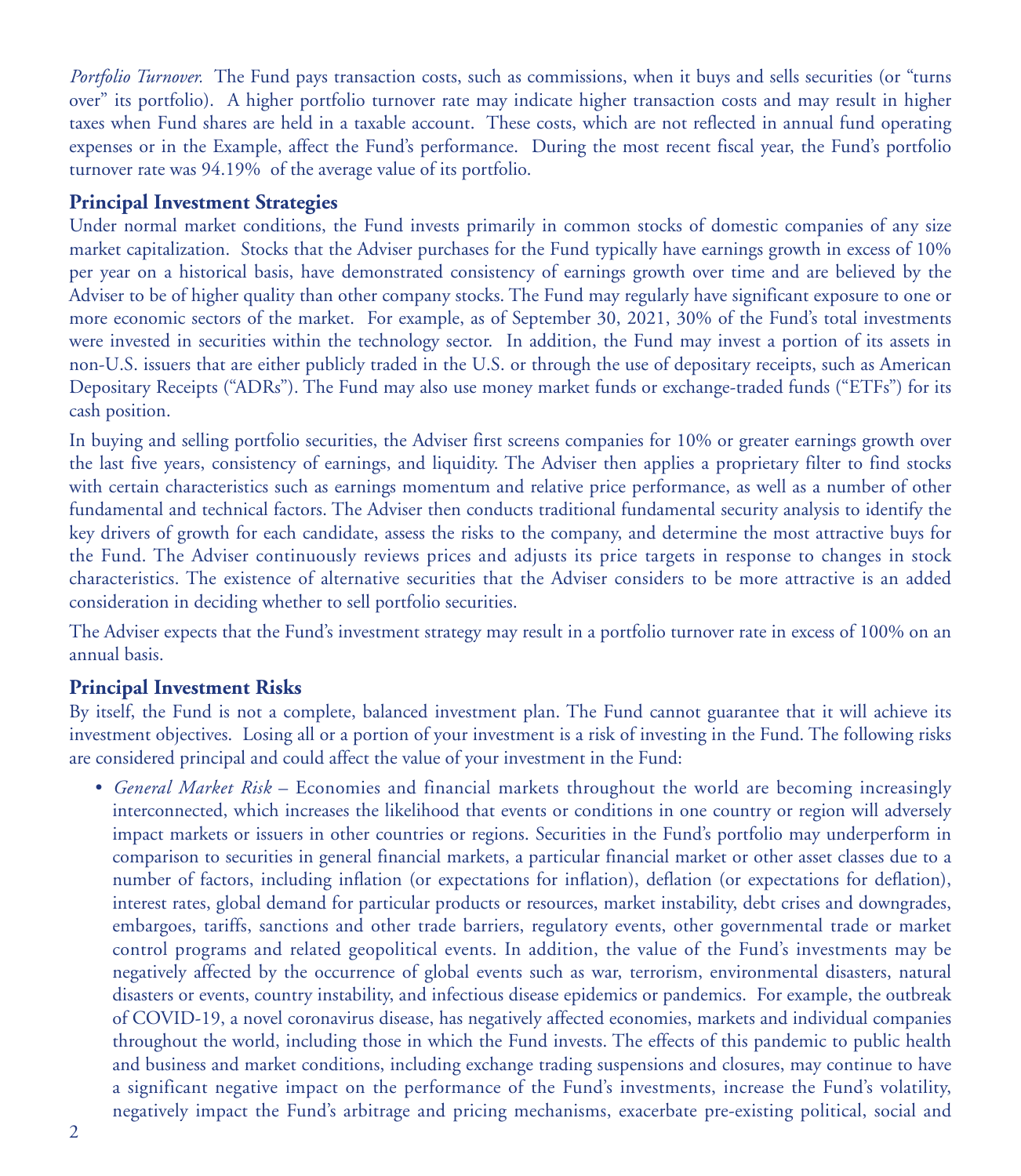*Portfolio Turnover.* The Fund pays transaction costs, such as commissions, when it buys and sells securities (or "turns over" its portfolio). A higher portfolio turnover rate may indicate higher transaction costs and may result in higher taxes when Fund shares are held in a taxable account. These costs, which are not reflected in annual fund operating expenses or in the Example, affect the Fund's performance. During the most recent fiscal year, the Fund's portfolio turnover rate was 94.19% of the average value of its portfolio.

## Principal Investment Strategies

Under normal market conditions, the Fund invests primarily in common stocks of domestic companies of any size market capitalization. Stocks that the Adviser purchases for the Fund typically have earnings growth in excess of 10% per year on a historical basis, have demonstrated consistency of earnings growth over time and are believed by the Adviser to be of higher quality than other company stocks. The Fund may regularly have significant exposure to one or more economic sectors of the market. For example, as of September 30, 2021, 30% of the Fund's total investments were invested in securities within the technology sector. In addition, the Fund may invest a portion of its assets in non-U.S. issuers that are either publicly traded in the U.S. or through the use of depositary receipts, such as American Depositary Receipts ("ADRs"). The Fund may also use money market funds or exchange-traded funds ("ETFs") for its cash position.

In buying and selling portfolio securities, the Adviser first screens companies for 10% or greater earnings growth over the last five years, consistency of earnings, and liquidity. The Adviser then applies a proprietary filter to find stocks with certain characteristics such as earnings momentum and relative price performance, as well as a number of other fundamental and technical factors. The Adviser then conducts traditional fundamental security analysis to identify the key drivers of growth for each candidate, assess the risks to the company, and determine the most attractive buys for the Fund. The Adviser continuously reviews prices and adjusts its price targets in response to changes in stock characteristics. The existence of alternative securities that the Adviser considers to be more attractive is an added consideration in deciding whether to sell portfolio securities.

The Adviser expects that the Fund's investment strategy may result in a portfolio turnover rate in excess of 100% on an annual basis.

## Principal Investment Risks

By itself, the Fund is not a complete, balanced investment plan. The Fund cannot guarantee that it will achieve its investment objectives. Losing all or a portion of your investment is a risk of investing in the Fund. The following risks are considered principal and could affect the value of your investment in the Fund:

- *General Market Risk* – Economies and financial markets throughout the world are becoming increasingly interconnected, which increases the likelihood that events or conditions in one country or region will adversely impact markets or issuers in other countries or regions. Securities in the Fund's portfolio may underperform in comparison to securities in general financial markets, a particular financial market or other asset classes due to a number of factors, including inflation (or expectations for inflation), deflation (or expectations for deflation), interest rates, global demand for particular products or resources, market instability, debt crises and downgrades, embargoes, tariffs, sanctions and other trade barriers, regulatory events, other governmental trade or market control programs and related geopolitical events. In addition, the value of the Fund's investments may be negatively affected by the occurrence of global events such as war, terrorism, environmental disasters, natural disasters or events, country instability, and infectious disease epidemics or pandemics. For example, the outbreak of COVID-19, a novel coronavirus disease, has negatively affected economies, markets and individual companies throughout the world, including those in which the Fund invests. The effects of this pandemic to public health and business and market conditions, including exchange trading suspensions and closures, may continue to have a significant negative impact on the performance of the Fund's investments, increase the Fund's volatility, negatively impact the Fund's arbitrage and pricing mechanisms, exacerbate pre-existing political, social and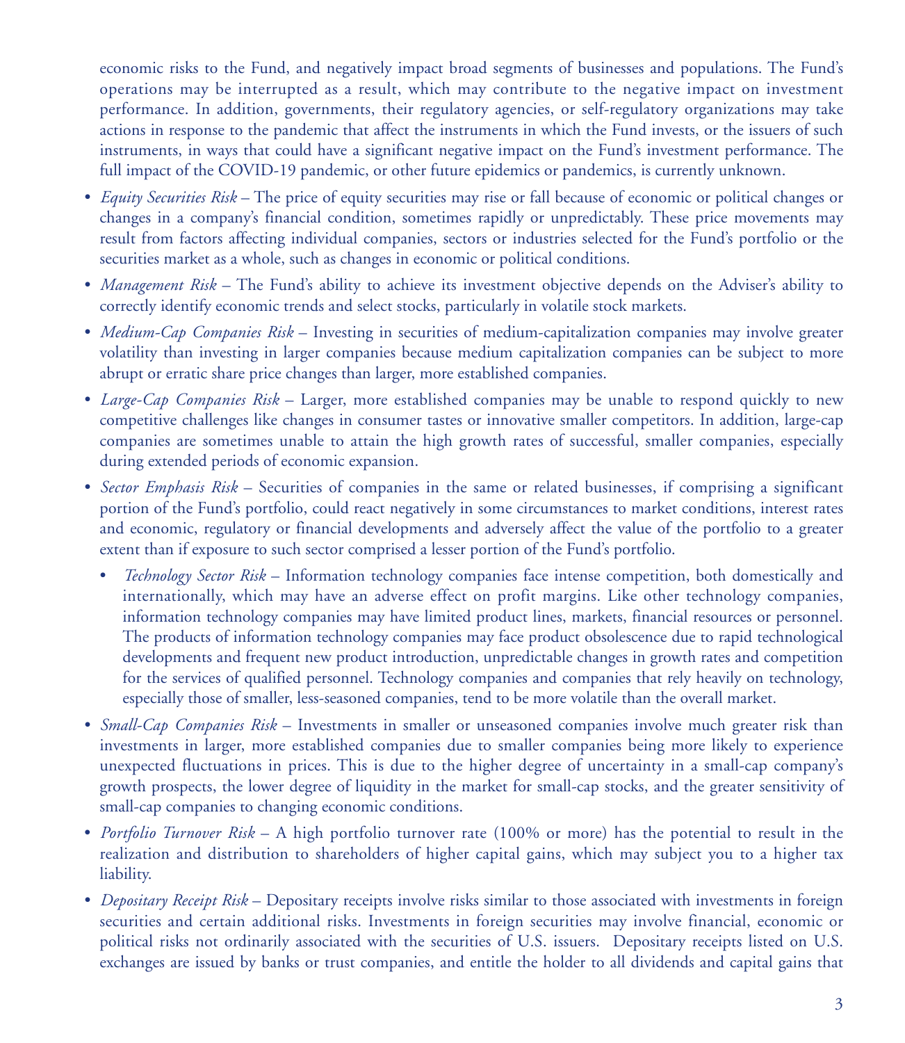economic risks to the Fund, and negatively impact broad segments of businesses and populations. The Fund's operations may be interrupted as a result, which may contribute to the negative impact on investment performance. In addition, governments, their regulatory agencies, or self-regulatory organizations may take actions in response to the pandemic that affect the instruments in which the Fund invests, or the issuers of such instruments, in ways that could have a significant negative impact on the Fund's investment performance. The full impact of the COVID-19 pandemic, or other future epidemics or pandemics, is currently unknown.

- *Equity Securities Risk* – The price of equity securities may rise or fall because of economic or political changes or changes in a company's financial condition, sometimes rapidly or unpredictably. These price movements may result from factors affecting individual companies, sectors or industries selected for the Fund's portfolio or the securities market as a whole, such as changes in economic or political conditions.
- *Management Risk* – The Fund's ability to achieve its investment objective depends on the Adviser's ability to correctly identify economic trends and select stocks, particularly in volatile stock markets.
- *Medium-Cap Companies Risk* – Investing in securities of medium-capitalization companies may involve greater volatility than investing in larger companies because medium capitalization companies can be subject to more abrupt or erratic share price changes than larger, more established companies.
- *Large-Cap Companies Risk* – Larger, more established companies may be unable to respond quickly to new competitive challenges like changes in consumer tastes or innovative smaller competitors. In addition, large-cap companies are sometimes unable to attain the high growth rates of successful, smaller companies, especially during extended periods of economic expansion.
- *Sector Emphasis Risk* – Securities of companies in the same or related businesses, if comprising a significant portion of the Fund's portfolio, could react negatively in some circumstances to market conditions, interest rates and economic, regulatory or financial developments and adversely affect the value of the portfolio to a greater extent than if exposure to such sector comprised a lesser portion of the Fund's portfolio.
  - *Technology Sector Risk* – Information technology companies face intense competition, both domestically and internationally, which may have an adverse effect on profit margins. Like other technology companies, information technology companies may have limited product lines, markets, financial resources or personnel. The products of information technology companies may face product obsolescence due to rapid technological developments and frequent new product introduction, unpredictable changes in growth rates and competition for the services of qualified personnel. Technology companies and companies that rely heavily on technology, especially those of smaller, less-seasoned companies, tend to be more volatile than the overall market.
- *Small-Cap Companies Risk* – Investments in smaller or unseasoned companies involve much greater risk than investments in larger, more established companies due to smaller companies being more likely to experience unexpected fluctuations in prices. This is due to the higher degree of uncertainty in a small-cap company's growth prospects, the lower degree of liquidity in the market for small-cap stocks, and the greater sensitivity of small-cap companies to changing economic conditions.
- *Portfolio Turnover Risk* – A high portfolio turnover rate (100% or more) has the potential to result in the realization and distribution to shareholders of higher capital gains, which may subject you to a higher tax liability.
- *Depositary Receipt Risk* – Depositary receipts involve risks similar to those associated with investments in foreign securities and certain additional risks. Investments in foreign securities may involve financial, economic or political risks not ordinarily associated with the securities of U.S. issuers. Depositary receipts listed on U.S. exchanges are issued by banks or trust companies, and entitle the holder to all dividends and capital gains that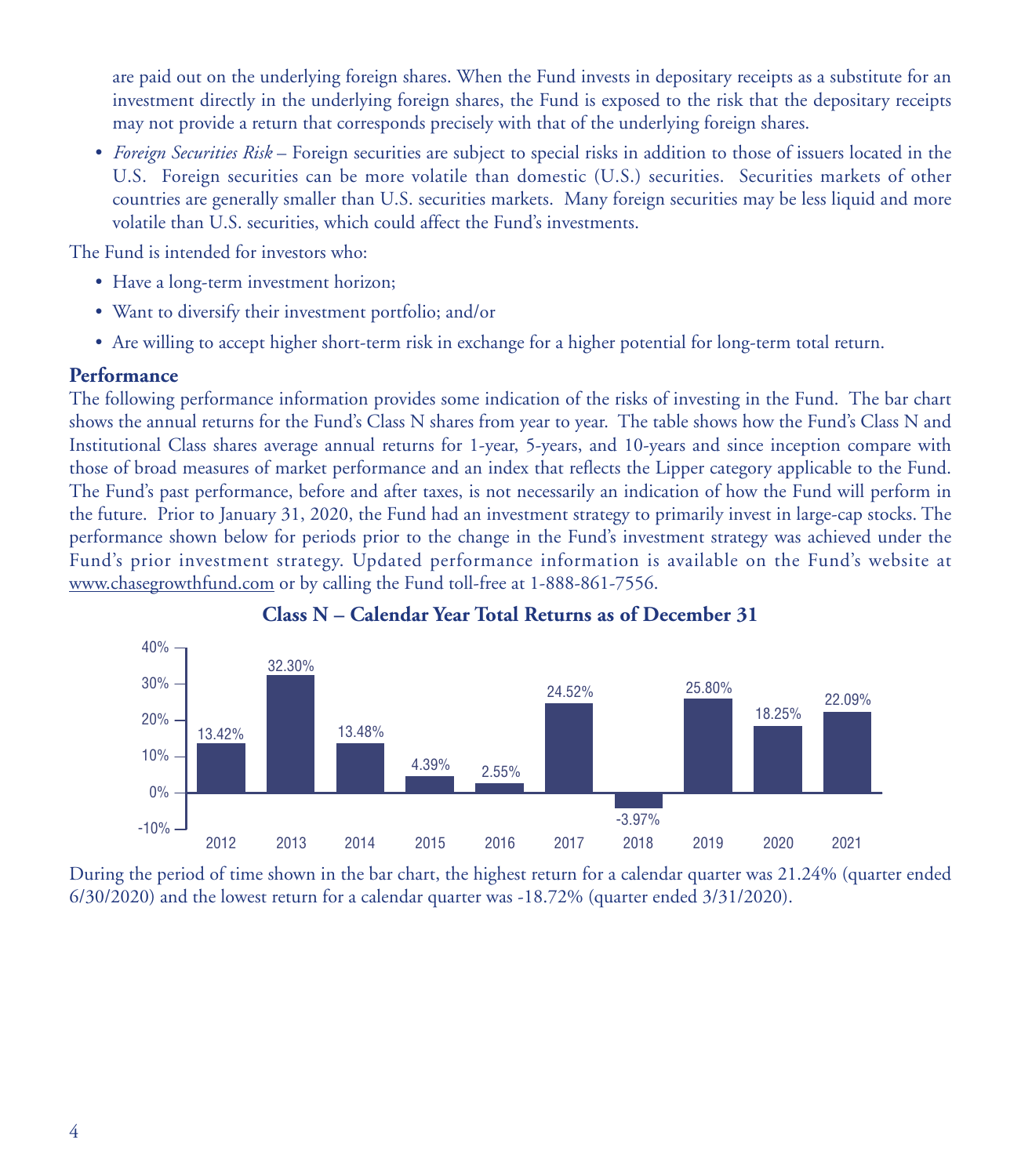are paid out on the underlying foreign shares. When the Fund invests in depositary receipts as a substitute for an investment directly in the underlying foreign shares, the Fund is exposed to the risk that the depositary receipts may not provide a return that corresponds precisely with that of the underlying foreign shares.

- *Foreign Securities Risk* – Foreign securities are subject to special risks in addition to those of issuers located in the U.S. Foreign securities can be more volatile than domestic (U.S.) securities. Securities markets of other countries are generally smaller than U.S. securities markets. Many foreign securities may be less liquid and more volatile than U.S. securities, which could affect the Fund's investments.

The Fund is intended for investors who:

- Have a long-term investment horizon;
- Want to diversify their investment portfolio; and/or
- Are willing to accept higher short-term risk in exchange for a higher potential for long-term total return.

## Performance

The following performance information provides some indication of the risks of investing in the Fund. The bar chart shows the annual returns for the Fund's Class N shares from year to year. The table shows how the Fund's Class N and Institutional Class shares average annual returns for 1-year, 5-years, and 10-years and since inception compare with those of broad measures of market performance and an index that reflects the Lipper category applicable to the Fund. The Fund's past performance, before and after taxes, is not necessarily an indication of how the Fund will perform in the future. Prior to January 31, 2020, the Fund had an investment strategy to primarily invest in large-cap stocks. The performance shown below for periods prior to the change in the Fund's investment strategy was achieved under the Fund's prior investment strategy. Updated performance information is available on the Fund's website at www.chasegrowthfund.com or by calling the Fund toll-free at 1-888-861-7556.

**Class N – Calendar Year Total Returns as of December 31**

| Year | Total Return |
|---|---|
| 2012 | 13.42% |
| 2013 | 32.30% |
| 2014 | 13.48% |
| 2015 | 4.39% |
| 2016 | 2.55% |
| 2017 | 24.52% |
| 2018 | -3.97% |
| 2019 | 25.80% |
| 2020 | 18.25% |
| 2021 | 22.09% |

During the period of time shown in the bar chart, the highest return for a calendar quarter was 21.24% (quarter ended 6/30/2020) and the lowest return for a calendar quarter was -18.72% (quarter ended 3/31/2020).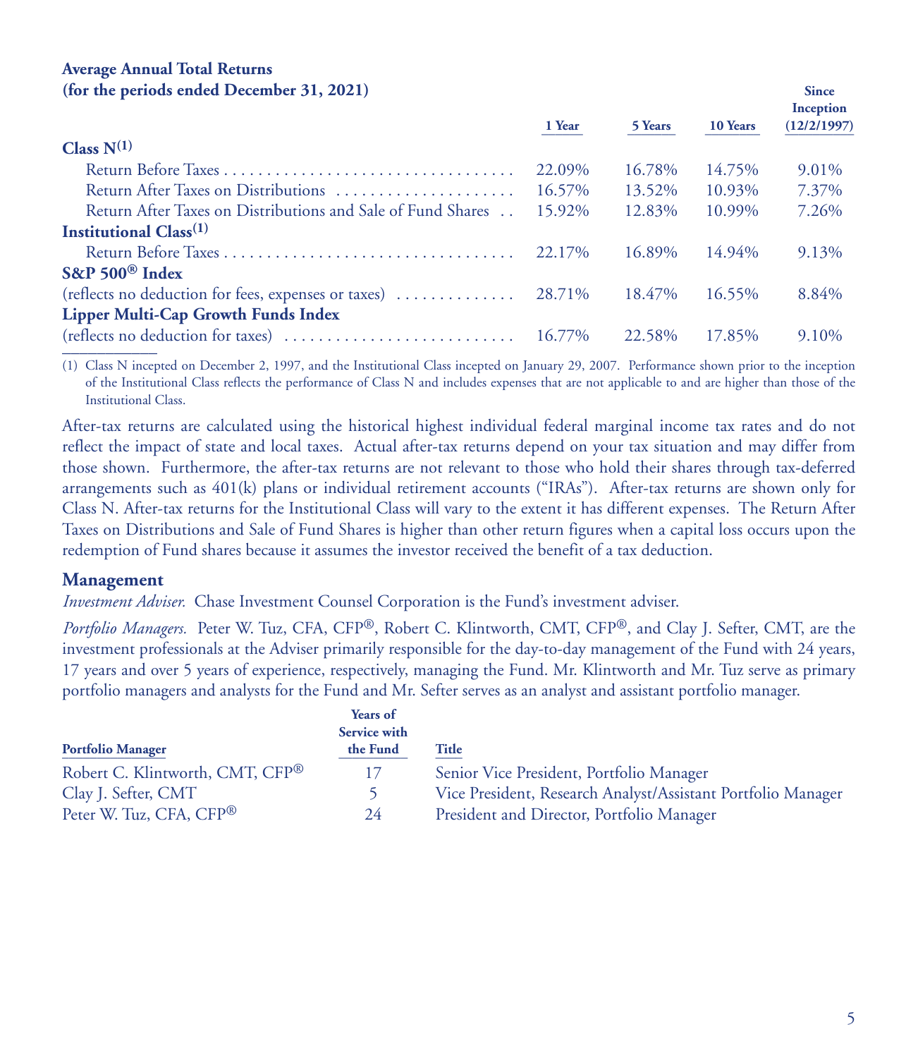**Average Annual Total Returns**
**(for the periods ended December 31, 2021)**

| | 1 Year | 5 Years | 10 Years | Since Inception (12/2/1997) |
|---|---|---|---|---|
| **Class N**[(1)] | | | | |
| Return Before Taxes | 22.09% | 16.78% | 14.75% | 9.01% |
| Return After Taxes on Distributions | 16.57% | 13.52% | 10.93% | 7.37% |
| Return After Taxes on Distributions and Sale of Fund Shares | 15.92% | 12.83% | 10.99% | 7.26% |
| **Institutional Class**[(1)] | | | | |
| Return Before Taxes | 22.17% | 16.89% | 14.94% | 9.13% |
| **S&P 500® Index** | | | | |
| (reflects no deduction for fees, expenses or taxes) | 28.71% | 18.47% | 16.55% | 8.84% |
| **Lipper Multi-Cap Growth Funds Index** | | | | |
| (reflects no deduction for taxes) | 16.77% | 22.58% | 17.85% | 9.10% |

(1) Class N incepted on December 2, 1997, and the Institutional Class incepted on January 29, 2007. Performance shown prior to the inception of the Institutional Class reflects the performance of Class N and includes expenses that are not applicable to and are higher than those of the Institutional Class.

After-tax returns are calculated using the historical highest individual federal marginal income tax rates and do not reflect the impact of state and local taxes. Actual after-tax returns depend on your tax situation and may differ from those shown. Furthermore, the after-tax returns are not relevant to those who hold their shares through tax-deferred arrangements such as 401(k) plans or individual retirement accounts ("IRAs"). After-tax returns are shown only for Class N. After-tax returns for the Institutional Class will vary to the extent it has different expenses. The Return After Taxes on Distributions and Sale of Fund Shares is higher than other return figures when a capital loss occurs upon the redemption of Fund shares because it assumes the investor received the benefit of a tax deduction.

## Management

*Investment Adviser.* Chase Investment Counsel Corporation is the Fund's investment adviser.

*Portfolio Managers.* Peter W. Tuz, CFA, CFP®, Robert C. Klintworth, CMT, CFP®, and Clay J. Sefter, CMT, are the investment professionals at the Adviser primarily responsible for the day-to-day management of the Fund with 24 years, 17 years and over 5 years of experience, respectively, managing the Fund. Mr. Klintworth and Mr. Tuz serve as primary portfolio managers and analysts for the Fund and Mr. Sefter serves as an analyst and assistant portfolio manager.

| Portfolio Manager | Years of Service with the Fund | Title |
|---|---|---|
| Robert C. Klintworth, CMT, CFP® | 17 | Senior Vice President, Portfolio Manager |
| Clay J. Sefter, CMT | 5 | Vice President, Research Analyst/Assistant Portfolio Manager |
| Peter W. Tuz, CFA, CFP® | 24 | President and Director, Portfolio Manager |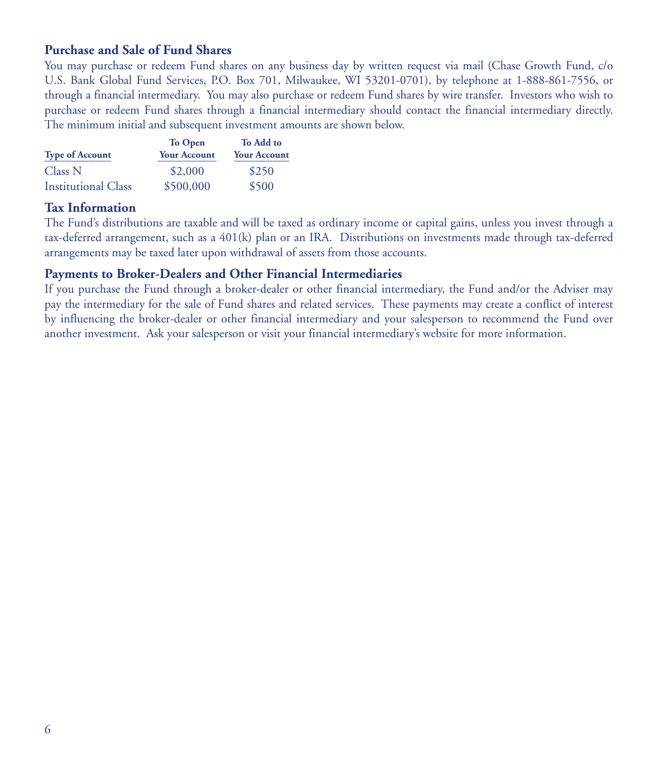### Purchase and Sale of Fund Shares

You may purchase or redeem Fund shares on any business day by written request via mail (Chase Growth Fund, c/o U.S. Bank Global Fund Services, P.O. Box 701, Milwaukee, WI 53201-0701), by telephone at 1-888-861-7556, or through a financial intermediary. You may also purchase or redeem Fund shares by wire transfer. Investors who wish to purchase or redeem Fund shares through a financial intermediary should contact the financial intermediary directly. The minimum initial and subsequent investment amounts are shown below.

| Type of Account | To Open Your Account | To Add to Your Account |
|---|---|---|
| Class N | $2,000 | $250 |
| Institutional Class | $500,000 | $500 |

### Tax Information

The Fund's distributions are taxable and will be taxed as ordinary income or capital gains, unless you invest through a tax-deferred arrangement, such as a 401(k) plan or an IRA. Distributions on investments made through tax-deferred arrangements may be taxed later upon withdrawal of assets from those accounts.

### Payments to Broker-Dealers and Other Financial Intermediaries

If you purchase the Fund through a broker-dealer or other financial intermediary, the Fund and/or the Adviser may pay the intermediary for the sale of Fund shares and related services. These payments may create a conflict of interest by influencing the broker-dealer or other financial intermediary and your salesperson to recommend the Fund over another investment. Ask your salesperson or visit your financial intermediary's website for more information.